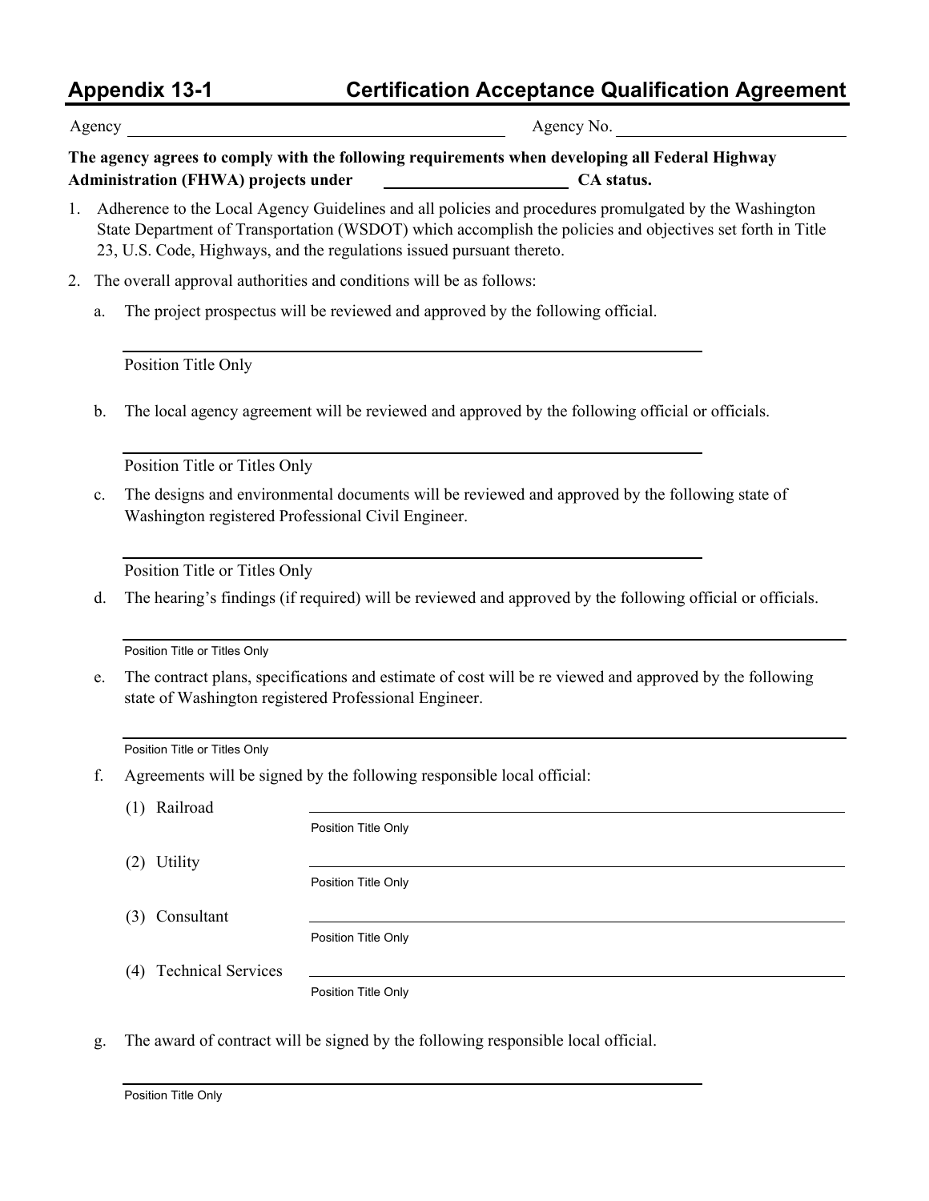# Appendix 13-1 Certification Acceptance Qualification Agreement

Agency ______________________________ Agency No. ____________________

**The agency agrees to comply with the following requirements when developing all Federal Highway Administration (FHWA) projects under ____________________ CA status.**

1. Adherence to the Local Agency Guidelines and all policies and procedures promulgated by the Washington State Department of Transportation (WSDOT) which accomplish the policies and objectives set forth in Title 23, U.S. Code, Highways, and the regulations issued pursuant thereto.

2. The overall approval authorities and conditions will be as follows:

   a. The project prospectus will be reviewed and approved by the following official.

      ______________________________
      Position Title Only

   b. The local agency agreement will be reviewed and approved by the following official or officials.

      ______________________________
      Position Title or Titles Only

   c. The designs and environmental documents will be reviewed and approved by the following state of Washington registered Professional Civil Engineer.

      ______________________________
      Position Title or Titles Only

   d. The hearing's findings (if required) will be reviewed and approved by the following official or officials.

      ______________________________
      Position Title or Titles Only

   e. The contract plans, specifications and estimate of cost will be re viewed and approved by the following state of Washington registered Professional Engineer.

      ______________________________
      Position Title or Titles Only

   f. Agreements will be signed by the following responsible local official:

      (1) Railroad ______________________________
      Position Title Only

      (2) Utility ______________________________
      Position Title Only

      (3) Consultant ______________________________
      Position Title Only

      (4) Technical Services ______________________________
      Position Title Only

   g. The award of contract will be signed by the following responsible local official.

      ______________________________
      Position Title Only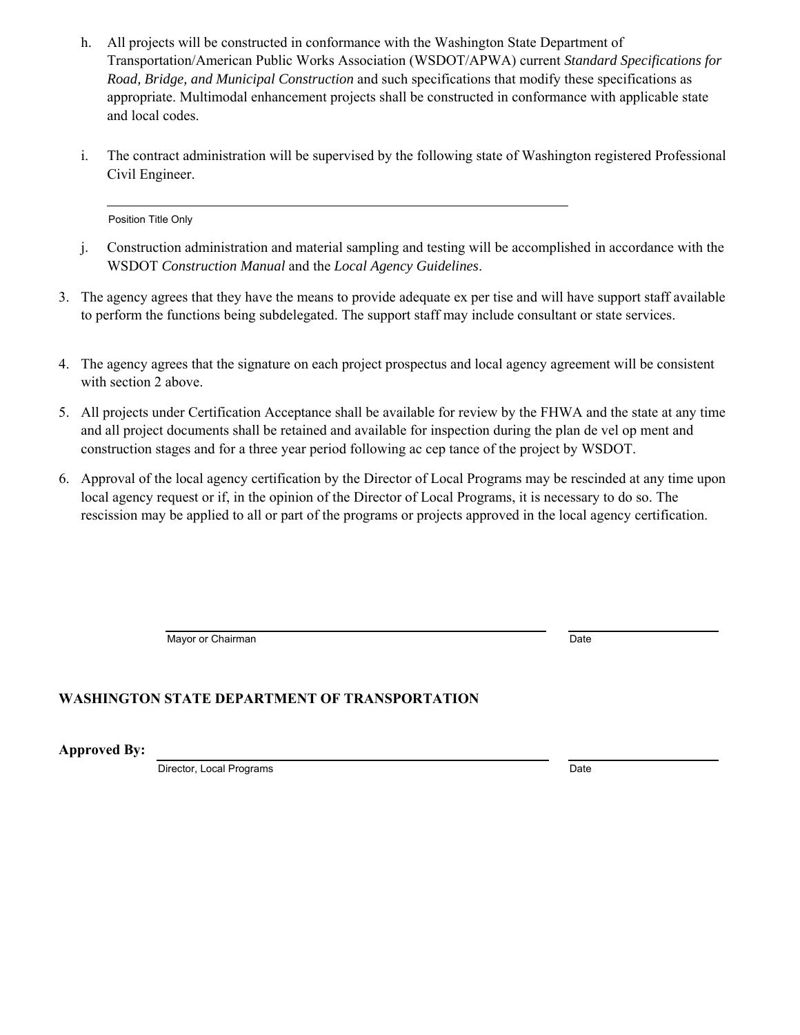h. All projects will be constructed in conformance with the Washington State Department of Transportation/American Public Works Association (WSDOT/APWA) current *Standard Specifications for Road, Bridge, and Municipal Construction* and such specifications that modify these specifications as appropriate. Multimodal enhancement projects shall be constructed in conformance with applicable state and local codes.

i. The contract administration will be supervised by the following state of Washington registered Professional Civil Engineer.

\_\_\_\_\_\_\_\_\_\_\_\_\_\_\_\_\_\_\_\_\_\_\_\_\_\_\_\_\_\_\_\_\_\_\_\_\_\_\_\_\_\_\_\_

Position Title Only

j. Construction administration and material sampling and testing will be accomplished in accordance with the WSDOT *Construction Manual* and the *Local Agency Guidelines*.

3. The agency agrees that they have the means to provide adequate ex per tise and will have support staff available to perform the functions being subdelegated. The support staff may include consultant or state services.

4. The agency agrees that the signature on each project prospectus and local agency agreement will be consistent with section 2 above.

5. All projects under Certification Acceptance shall be available for review by the FHWA and the state at any time and all project documents shall be retained and available for inspection during the plan de vel op ment and construction stages and for a three year period following ac cep tance of the project by WSDOT.

6. Approval of the local agency certification by the Director of Local Programs may be rescinded at any time upon local agency request or if, in the opinion of the Director of Local Programs, it is necessary to do so. The rescission may be applied to all or part of the programs or projects approved in the local agency certification.

\_\_\_\_\_\_\_\_\_\_\_\_\_\_\_\_\_\_\_\_\_\_\_\_\_\_\_\_\_\_\_\_\_\_\_\_ \_\_\_\_\_\_\_\_\_\_\_\_\_\_

Mayor or Chairman Date

**WASHINGTON STATE DEPARTMENT OF TRANSPORTATION**

**Approved By:** \_\_\_\_\_\_\_\_\_\_\_\_\_\_\_\_\_\_\_\_\_\_\_\_\_\_\_\_\_\_\_\_\_\_\_\_ \_\_\_\_\_\_\_\_\_\_\_\_\_\_

Director, Local Programs Date